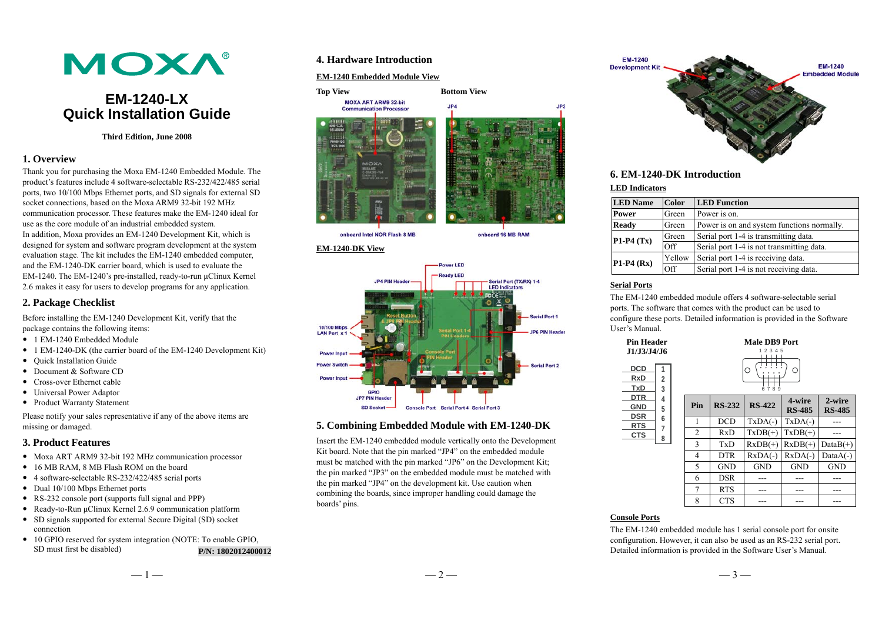# EM-1240-LX Quick Installation Guide

**Third Edition, June 2008**

## 1. Overview

Thank you for purchasing the Moxa EM-1240 Embedded Module. The product's features include 4 software-selectable RS-232/422/485 serial ports, two 10/100 Mbps Ethernet ports, and SD signals for external SD socket connections, based on the Moxa ARM9 32-bit 192 MHz communication processor. These features make the EM-1240 ideal for use as the core module of an industrial embedded system.

In addition, Moxa provides an EM-1240 Development Kit, which is designed for system and software program development at the system evaluation stage. The kit includes the EM-1240 embedded computer, and the EM-1240-DK carrier board, which is used to evaluate the EM-1240. The EM-1240's pre-installed, ready-to-run µClinux Kernel 2.6 makes it easy for users to develop programs for any application.

## 2. Package Checklist

Before installing the EM-1240 Development Kit, verify that the package contains the following items:

- 1 EM-1240 Embedded Module
- 1 EM-1240-DK (the carrier board of the EM-1240 Development Kit)
- Quick Installation Guide
- Document & Software CD
- Cross-over Ethernet cable
- Universal Power Adaptor
- Product Warranty Statement

Please notify your sales representative if any of the above items are missing or damaged.

## 3. Product Features

- Moxa ART ARM9 32-bit 192 MHz communication processor
- 16 MB RAM, 8 MB Flash ROM on the board
- 4 software-selectable RS-232/422/485 serial ports
- Dual 10/100 Mbps Ethernet ports
- RS-232 console port (supports full signal and PPP)
- Ready-to-Run µClinux Kernel 2.6.9 communication platform
- SD signals supported for external Secure Digital (SD) socket connection
- 10 GPIO reserved for system integration (NOTE: To enable GPIO, SD must first be disabled)

**P/N: 1802012400012**

## 4. Hardware Introduction

**EM-1240 Embedded Module View**

**Top View** — MOXA ART ARM9 32-bit Communication Processor; onboard Intel NOR Flash 8 MB

**Bottom View** — JP4; JP3; onboard 16 MB RAM

**EM-1240-DK View**

JP4 PIN Header; Power LED; Ready LED; Serial Port (TX/RX) 1-4 LED Indicators; 10/100 Mbps LAN Port x 1; Reset Button; JP6 PIN Header; Serial Port 1-4 PIN Headers; Serial Port 1; JP6 PIN Header; Power Input; Power Switch; Power Input; Console Port PIN Header; Serial Port 2; GPIO JP7 PIN Header; SD Socket; Console Port; Serial Port 4; Serial Port 3

## 5. Combining Embedded Module with EM-1240-DK

Insert the EM-1240 embedded module vertically onto the Development Kit board. Note that the pin marked "JP4" on the embedded module must be matched with the pin marked "JP6" on the Development Kit; the pin marked "JP3" on the embedded module must be matched with the pin marked "JP4" on the development kit. Use caution when combining the boards, since improper handling could damage the boards' pins.

EM-1240 Development Kit; EM-1240 Embedded Module

## 6. EM-1240-DK Introduction

**LED Indicators**

| LED Name | Color | LED Function |
|---|---|---|
| Power | Green | Power is on. |
| Ready | Green | Power is on and system functions normally. |
| P1-P4 (Tx) | Green | Serial port 1-4 is transmitting data. |
| | Off | Serial port 1-4 is not transmitting data. |
| P1-P4 (Rx) | Yellow | Serial port 1-4 is receiving data. |
| | Off | Serial port 1-4 is not receiving data. |

**Serial Ports**

The EM-1240 embedded module offers 4 software-selectable serial ports. The software that comes with the product can be used to configure these ports. Detailed information is provided in the Software User's Manual.

**Pin Header J1/J3/J4/J6**

| Signal | Pin |
|---|---|
| DCD | 1 |
| RxD | 2 |
| TxD | 3 |
| DTR | 4 |
| GND | 5 |
| DSR | 6 |
| RTS | 7 |
| CTS | 8 |

**Male DB9 Port**

| Pin | RS-232 | RS-422 | 4-wire RS-485 | 2-wire RS-485 |
|---|---|---|---|---|
| 1 | DCD | TxDA(-) | TxDA(-) | --- |
| 2 | RxD | TxDB(+) | TxDB(+) | --- |
| 3 | TxD | RxDB(+) | RxDB(+) | DataB(+) |
| 4 | DTR | RxDA(-) | RxDA(-) | DataA(-) |
| 5 | GND | GND | GND | GND |
| 6 | DSR | --- | --- | --- |
| 7 | RTS | --- | --- | --- |
| 8 | CTS | --- | --- | --- |

**Console Ports**

The EM-1240 embedded module has 1 serial console port for onsite configuration. However, it can also be used as an RS-232 serial port. Detailed information is provided in the Software User's Manual.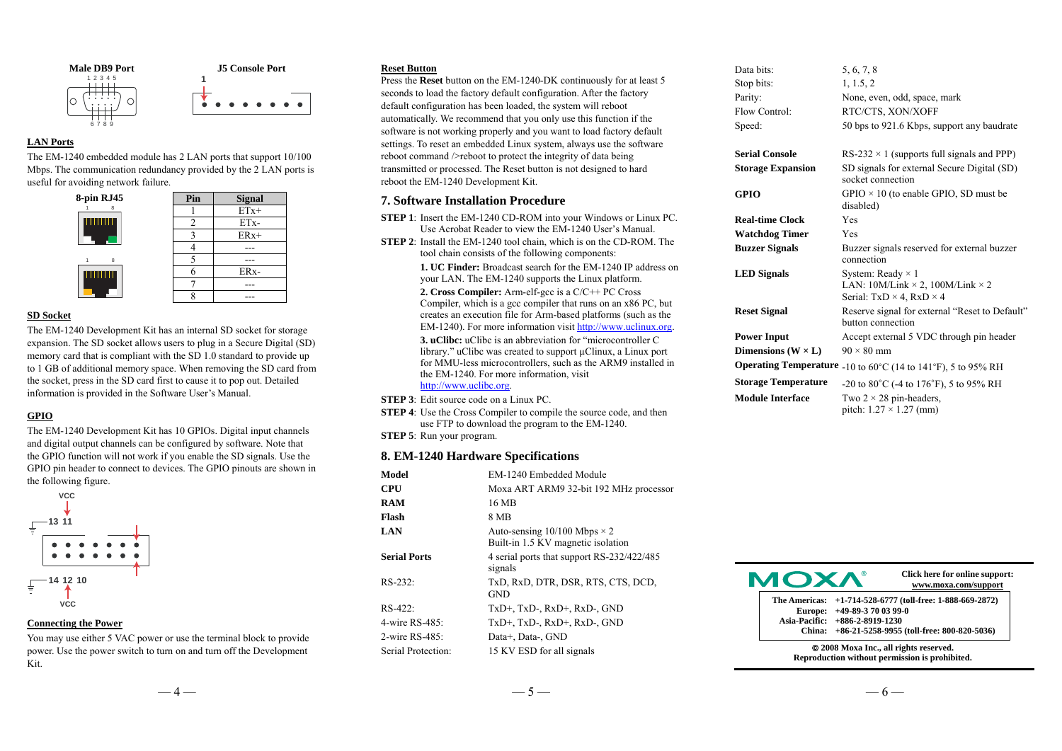**Male DB9 Port**

1 2 3 4 5

6 7 8 9

**J5 Console Port**

1

**LAN Ports**

The EM-1240 embedded module has 2 LAN ports that support 10/100 Mbps. The communication redundancy provided by the 2 LAN ports is useful for avoiding network failure.

**8-pin RJ45**

| Pin | Signal |
|---|---|
| 1 | ETx+ |
| 2 | ETx- |
| 3 | ERx+ |
| 4 | --- |
| 5 | --- |
| 6 | ERx- |
| 7 | --- |
| 8 | --- |

**SD Socket**

The EM-1240 Development Kit has an internal SD socket for storage expansion. The SD socket allows users to plug in a Secure Digital (SD) memory card that is compliant with the SD 1.0 standard to provide up to 1 GB of additional memory space. When removing the SD card from the socket, press in the SD card first to cause it to pop out. Detailed information is provided in the Software User's Manual.

**GPIO**

The EM-1240 Development Kit has 10 GPIOs. Digital input channels and digital output channels can be configured by software. Note that the GPIO function will not work if you enable the SD signals. Use the GPIO pin header to connect to devices. The GPIO pinouts are shown in the following figure.

VCC

13 11

14 12 10

VCC

**Connecting the Power**

You may use either 5 VAC power or use the terminal block to provide power. Use the power switch to turn on and turn off the Development Kit.

**Reset Button**

Press the **Reset** button on the EM-1240-DK continuously for at least 5 seconds to load the factory default configuration. After the factory default configuration has been loaded, the system will reboot automatically. We recommend that you only use this function if the software is not working properly and you want to load factory default settings. To reset an embedded Linux system, always use the software reboot command />reboot to protect the integrity of data being transmitted or processed. The Reset button is not designed to hard reboot the EM-1240 Development Kit.

## 7. Software Installation Procedure

**STEP 1**: Insert the EM-1240 CD-ROM into your Windows or Linux PC. Use Acrobat Reader to view the EM-1240 User's Manual.

**STEP 2**: Install the EM-1240 tool chain, which is on the CD-ROM. The tool chain consists of the following components:

**1. UC Finder:** Broadcast search for the EM-1240 IP address on your LAN. The EM-1240 supports the Linux platform.

**2. Cross Compiler:** Arm-elf-gcc is a C/C++ PC Cross Compiler, which is a gcc compiler that runs on an x86 PC, but creates an execution file for Arm-based platforms (such as the EM-1240). For more information visit http://www.uclinux.org.

**3. uClibc:** uClibc is an abbreviation for "microcontroller C library." uClibc was created to support µClinux, a Linux port for MMU-less microcontrollers, such as the ARM9 installed in the EM-1240. For more information, visit http://www.uclibc.org.

**STEP 3**: Edit source code on a Linux PC.

**STEP 4**: Use the Cross Compiler to compile the source code, and then use FTP to download the program to the EM-1240.

**STEP 5**: Run your program.

## 8. EM-1240 Hardware Specifications

| | |
|---|---|
| **Model** | EM-1240 Embedded Module |
| **CPU** | Moxa ART ARM9 32-bit 192 MHz processor |
| **RAM** | 16 MB |
| **Flash** | 8 MB |
| **LAN** | Auto-sensing 10/100 Mbps × 2<br>Built-in 1.5 KV magnetic isolation |
| **Serial Ports** | 4 serial ports that support RS-232/422/485 signals |
| RS-232: | TxD, RxD, DTR, DSR, RTS, CTS, DCD, GND |
| RS-422: | TxD+, TxD-, RxD+, RxD-, GND |
| 4-wire RS-485: | TxD+, TxD-, RxD+, RxD-, GND |
| 2-wire RS-485: | Data+, Data-, GND |
| Serial Protection: | 15 KV ESD for all signals |
| Data bits: | 5, 6, 7, 8 |
| Stop bits: | 1, 1.5, 2 |
| Parity: | None, even, odd, space, mark |
| Flow Control: | RTC/CTS, XON/XOFF |
| Speed: | 50 bps to 921.6 Kbps, support any baudrate |
| **Serial Console** | RS-232 × 1 (supports full signals and PPP) |
| **Storage Expansion** | SD signals for external Secure Digital (SD) socket connection |
| **GPIO** | GPIO × 10 (to enable GPIO, SD must be disabled) |
| **Real-time Clock** | Yes |
| **Watchdog Timer** | Yes |
| **Buzzer Signals** | Buzzer signals reserved for external buzzer connection |
| **LED Signals** | System: Ready × 1<br>LAN: 10M/Link × 2, 100M/Link × 2<br>Serial: TxD × 4, RxD × 4 |
| **Reset Signal** | Reserve signal for external "Reset to Default" button connection |
| **Power Input** | Accept external 5 VDC through pin header |
| **Dimensions (W × L)** | 90 × 80 mm |
| **Operating Temperature** | -10 to 60°C (14 to 141°F), 5 to 95% RH |
| **Storage Temperature** | -20 to 80°C (-4 to 176°F), 5 to 95% RH |
| **Module Interface** | Two 2 × 28 pin-headers, pitch: 1.27 × 1.27 (mm) |

MOXA®

**Click here for online support:**
**www.moxa.com/support**

**The Americas:** **+1-714-528-6777 (toll-free: 1-888-669-2872)**
**Europe:** **+49-89-3 70 03 99-0**
**Asia-Pacific:** **+886-2-8919-1230**
**China:** **+86-21-5258-9955 (toll-free: 800-820-5036)**

**© 2008 Moxa Inc., all rights reserved.**
**Reproduction without permission is prohibited.**